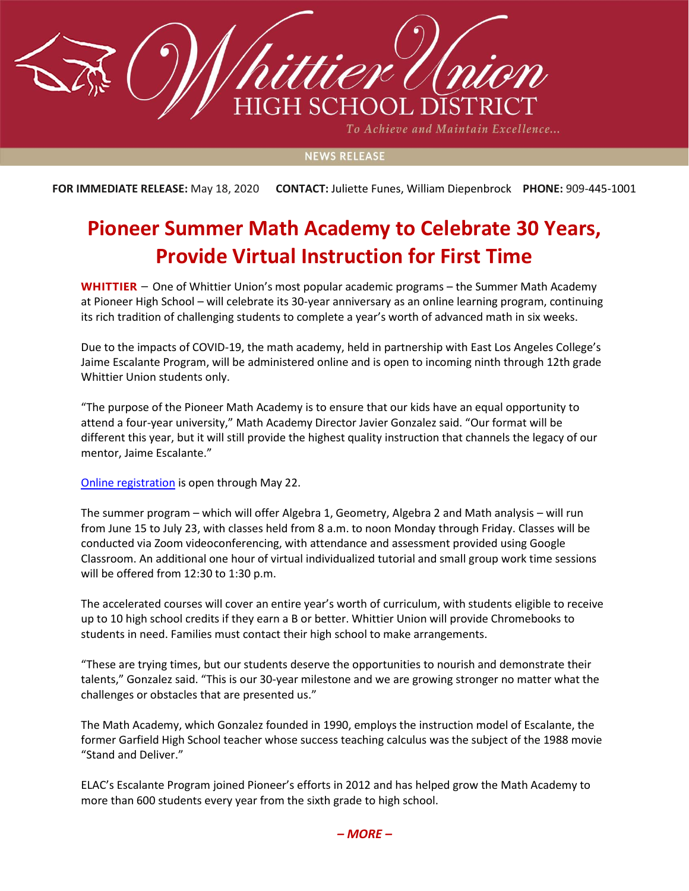Whittier Union

HIGH SCHOOL DISTRICT

*To Achieve and Maintain Excellence...*

NEWS RELEASE

**FOR IMMEDIATE RELEASE:** May 18, 2020 **CONTACT:** Juliette Funes, William Diepenbrock **PHONE:** 909-445-1001

# Pioneer Summer Math Academy to Celebrate 30 Years, Provide Virtual Instruction for First Time

**WHITTIER** – One of Whittier Union's most popular academic programs – the Summer Math Academy at Pioneer High School – will celebrate its 30-year anniversary as an online learning program, continuing its rich tradition of challenging students to complete a year's worth of advanced math in six weeks.

Due to the impacts of COVID-19, the math academy, held in partnership with East Los Angeles College's Jaime Escalante Program, will be administered online and is open to incoming ninth through 12th grade Whittier Union students only.

"The purpose of the Pioneer Math Academy is to ensure that our kids have an equal opportunity to attend a four-year university," Math Academy Director Javier Gonzalez said. "Our format will be different this year, but it will still provide the highest quality instruction that channels the legacy of our mentor, Jaime Escalante."

Online registration is open through May 22.

The summer program – which will offer Algebra 1, Geometry, Algebra 2 and Math analysis – will run from June 15 to July 23, with classes held from 8 a.m. to noon Monday through Friday. Classes will be conducted via Zoom videoconferencing, with attendance and assessment provided using Google Classroom. An additional one hour of virtual individualized tutorial and small group work time sessions will be offered from 12:30 to 1:30 p.m.

The accelerated courses will cover an entire year's worth of curriculum, with students eligible to receive up to 10 high school credits if they earn a B or better. Whittier Union will provide Chromebooks to students in need. Families must contact their high school to make arrangements.

"These are trying times, but our students deserve the opportunities to nourish and demonstrate their talents," Gonzalez said. "This is our 30-year milestone and we are growing stronger no matter what the challenges or obstacles that are presented us."

The Math Academy, which Gonzalez founded in 1990, employs the instruction model of Escalante, the former Garfield High School teacher whose success teaching calculus was the subject of the 1988 movie "Stand and Deliver."

ELAC's Escalante Program joined Pioneer's efforts in 2012 and has helped grow the Math Academy to more than 600 students every year from the sixth grade to high school.

*– MORE –*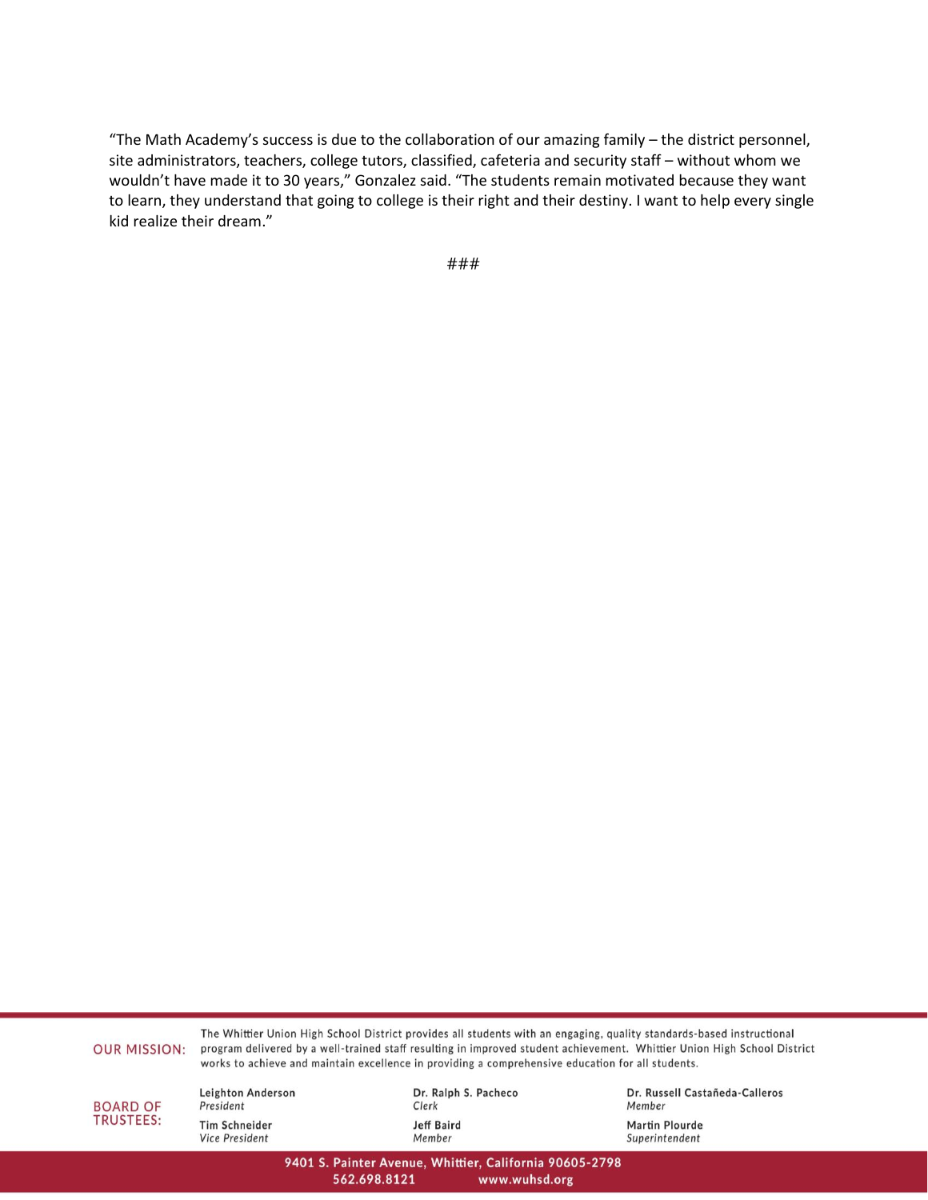"The Math Academy's success is due to the collaboration of our amazing family – the district personnel, site administrators, teachers, college tutors, classified, cafeteria and security staff – without whom we wouldn't have made it to 30 years," Gonzalez said. "The students remain motivated because they want to learn, they understand that going to college is their right and their destiny. I want to help every single kid realize their dream."

###